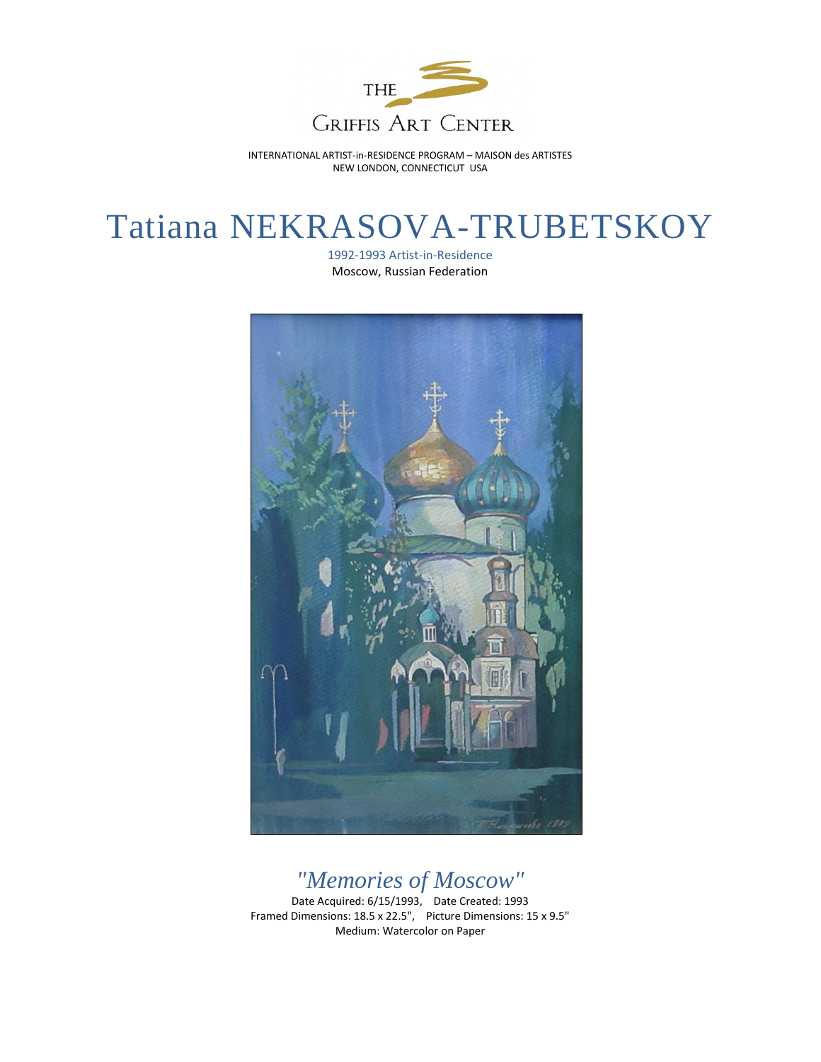THE

GRIFFIS ART CENTER

INTERNATIONAL ARTIST-in-RESIDENCE PROGRAM – MAISON des ARTISTES
NEW LONDON, CONNECTICUT USA

# Tatiana NEKRASOVA-TRUBETSKOY

1992-1993 Artist-in-Residence
Moscow, Russian Federation

## *"Memories of Moscow"*

Date Acquired: 6/15/1993, Date Created: 1993
Framed Dimensions: 18.5 x 22.5", Picture Dimensions: 15 x 9.5"
Medium: Watercolor on Paper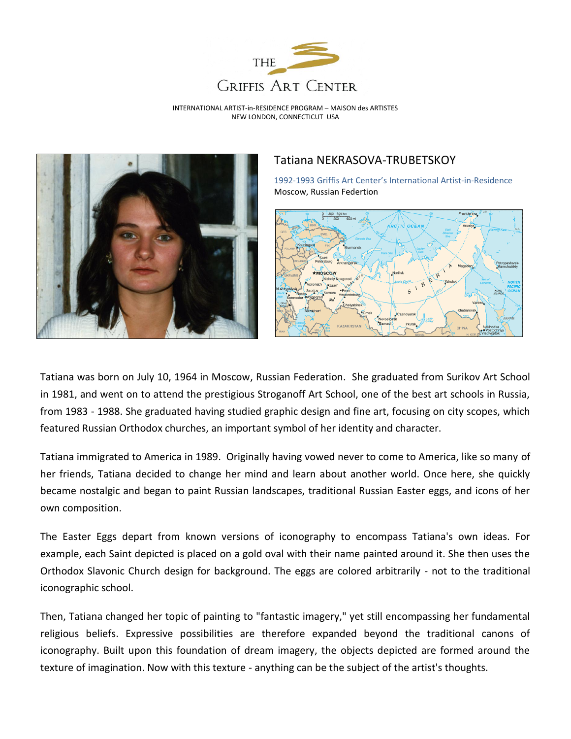THE

Griffis Art Center

INTERNATIONAL ARTIST-in-RESIDENCE PROGRAM – MAISON des ARTISTES
NEW LONDON, CONNECTICUT USA

## Tatiana NEKRASOVA-TRUBETSKOY

1992-1993 Griffis Art Center's International Artist-in-Residence
Moscow, Russian Federtion

Tatiana was born on July 10, 1964 in Moscow, Russian Federation. She graduated from Surikov Art School in 1981, and went on to attend the prestigious Stroganoff Art School, one of the best art schools in Russia, from 1983 - 1988. She graduated having studied graphic design and fine art, focusing on city scopes, which featured Russian Orthodox churches, an important symbol of her identity and character.

Tatiana immigrated to America in 1989. Originally having vowed never to come to America, like so many of her friends, Tatiana decided to change her mind and learn about another world. Once here, she quickly became nostalgic and began to paint Russian landscapes, traditional Russian Easter eggs, and icons of her own composition.

The Easter Eggs depart from known versions of iconography to encompass Tatiana's own ideas. For example, each Saint depicted is placed on a gold oval with their name painted around it. She then uses the Orthodox Slavonic Church design for background. The eggs are colored arbitrarily - not to the traditional iconographic school.

Then, Tatiana changed her topic of painting to "fantastic imagery," yet still encompassing her fundamental religious beliefs. Expressive possibilities are therefore expanded beyond the traditional canons of iconography. Built upon this foundation of dream imagery, the objects depicted are formed around the texture of imagination. Now with this texture - anything can be the subject of the artist's thoughts.